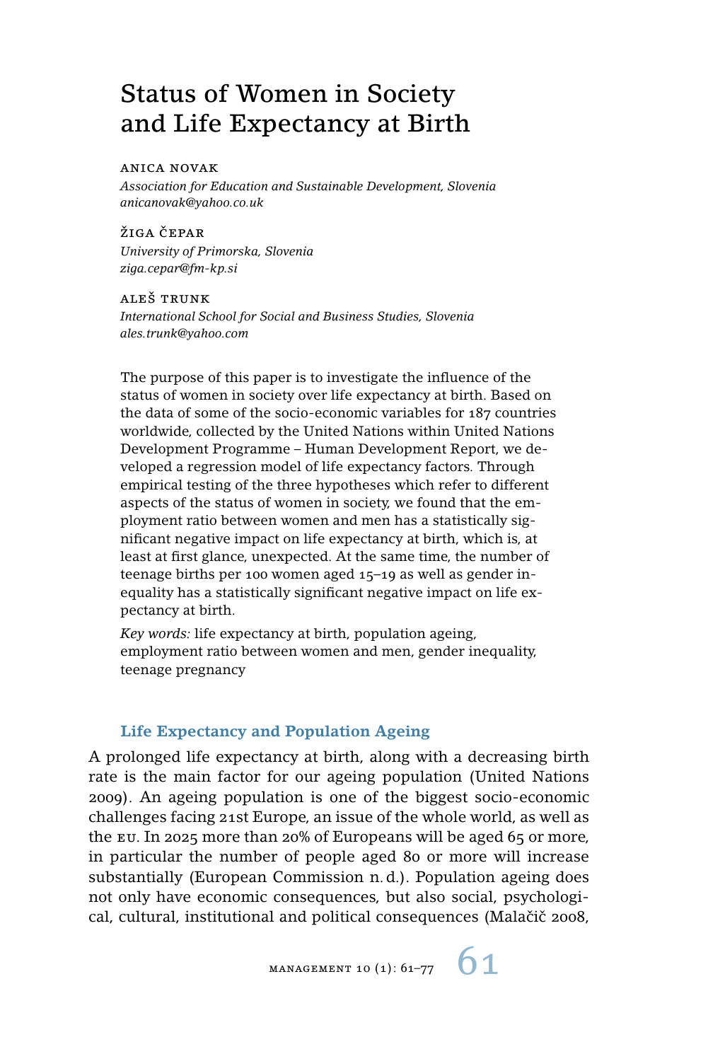# Status of Women in Society and Life Expectancy at Birth

ANICA NOVAK
*Association for Education and Sustainable Development, Slovenia*
*anicanovak@yahoo.co.uk*

ŽIGA ČEPAR
*University of Primorska, Slovenia*
*ziga.cepar@fm-kp.si*

ALEŠ TRUNK
*International School for Social and Business Studies, Slovenia*
*ales.trunk@yahoo.com*

The purpose of this paper is to investigate the influence of the status of women in society over life expectancy at birth. Based on the data of some of the socio-economic variables for 187 countries worldwide, collected by the United Nations within United Nations Development Programme – Human Development Report, we developed a regression model of life expectancy factors. Through empirical testing of the three hypotheses which refer to different aspects of the status of women in society, we found that the employment ratio between women and men has a statistically significant negative impact on life expectancy at birth, which is, at least at first glance, unexpected. At the same time, the number of teenage births per 100 women aged 15–19 as well as gender inequality has a statistically significant negative impact on life expectancy at birth.

*Key words:* life expectancy at birth, population ageing, employment ratio between women and men, gender inequality, teenage pregnancy

## Life Expectancy and Population Ageing

A prolonged life expectancy at birth, along with a decreasing birth rate is the main factor for our ageing population (United Nations 2009). An ageing population is one of the biggest socio-economic challenges facing 21st Europe, an issue of the whole world, as well as the EU. In 2025 more than 20% of Europeans will be aged 65 or more, in particular the number of people aged 80 or more will increase substantially (European Commission n.d.). Population ageing does not only have economic consequences, but also social, psychological, cultural, institutional and political consequences (Malačič 2008,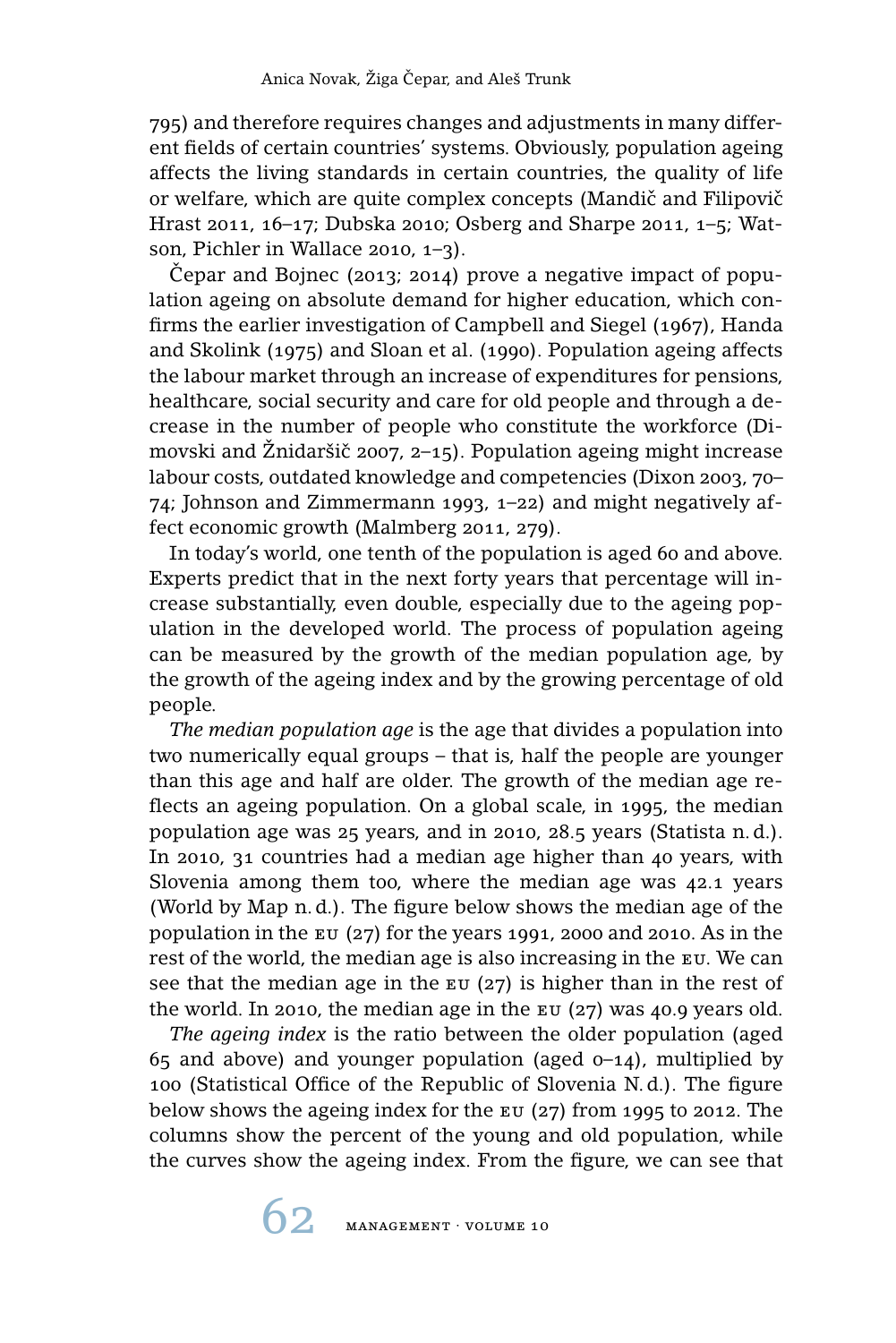795) and therefore requires changes and adjustments in many different fields of certain countries' systems. Obviously, population ageing affects the living standards in certain countries, the quality of life or welfare, which are quite complex concepts (Mandič and Filipovič Hrast 2011, 16–17; Dubska 2010; Osberg and Sharpe 2011, 1–5; Watson, Pichler in Wallace 2010, 1–3).

Čepar and Bojnec (2013; 2014) prove a negative impact of population ageing on absolute demand for higher education, which confirms the earlier investigation of Campbell and Siegel (1967), Handa and Skolink (1975) and Sloan et al. (1990). Population ageing affects the labour market through an increase of expenditures for pensions, healthcare, social security and care for old people and through a decrease in the number of people who constitute the workforce (Dimovski and Žnidaršič 2007, 2–15). Population ageing might increase labour costs, outdated knowledge and competencies (Dixon 2003, 70–74; Johnson and Zimmermann 1993, 1–22) and might negatively affect economic growth (Malmberg 2011, 279).

In today's world, one tenth of the population is aged 60 and above. Experts predict that in the next forty years that percentage will increase substantially, even double, especially due to the ageing population in the developed world. The process of population ageing can be measured by the growth of the median population age, by the growth of the ageing index and by the growing percentage of old people.

*The median population age* is the age that divides a population into two numerically equal groups – that is, half the people are younger than this age and half are older. The growth of the median age reflects an ageing population. On a global scale, in 1995, the median population age was 25 years, and in 2010, 28.5 years (Statista n. d.). In 2010, 31 countries had a median age higher than 40 years, with Slovenia among them too, where the median age was 42.1 years (World by Map n. d.). The figure below shows the median age of the population in the EU (27) for the years 1991, 2000 and 2010. As in the rest of the world, the median age is also increasing in the EU. We can see that the median age in the EU (27) is higher than in the rest of the world. In 2010, the median age in the EU (27) was 40.9 years old.

*The ageing index* is the ratio between the older population (aged 65 and above) and younger population (aged 0–14), multiplied by 100 (Statistical Office of the Republic of Slovenia N. d.). The figure below shows the ageing index for the EU (27) from 1995 to 2012. The columns show the percent of the young and old population, while the curves show the ageing index. From the figure, we can see that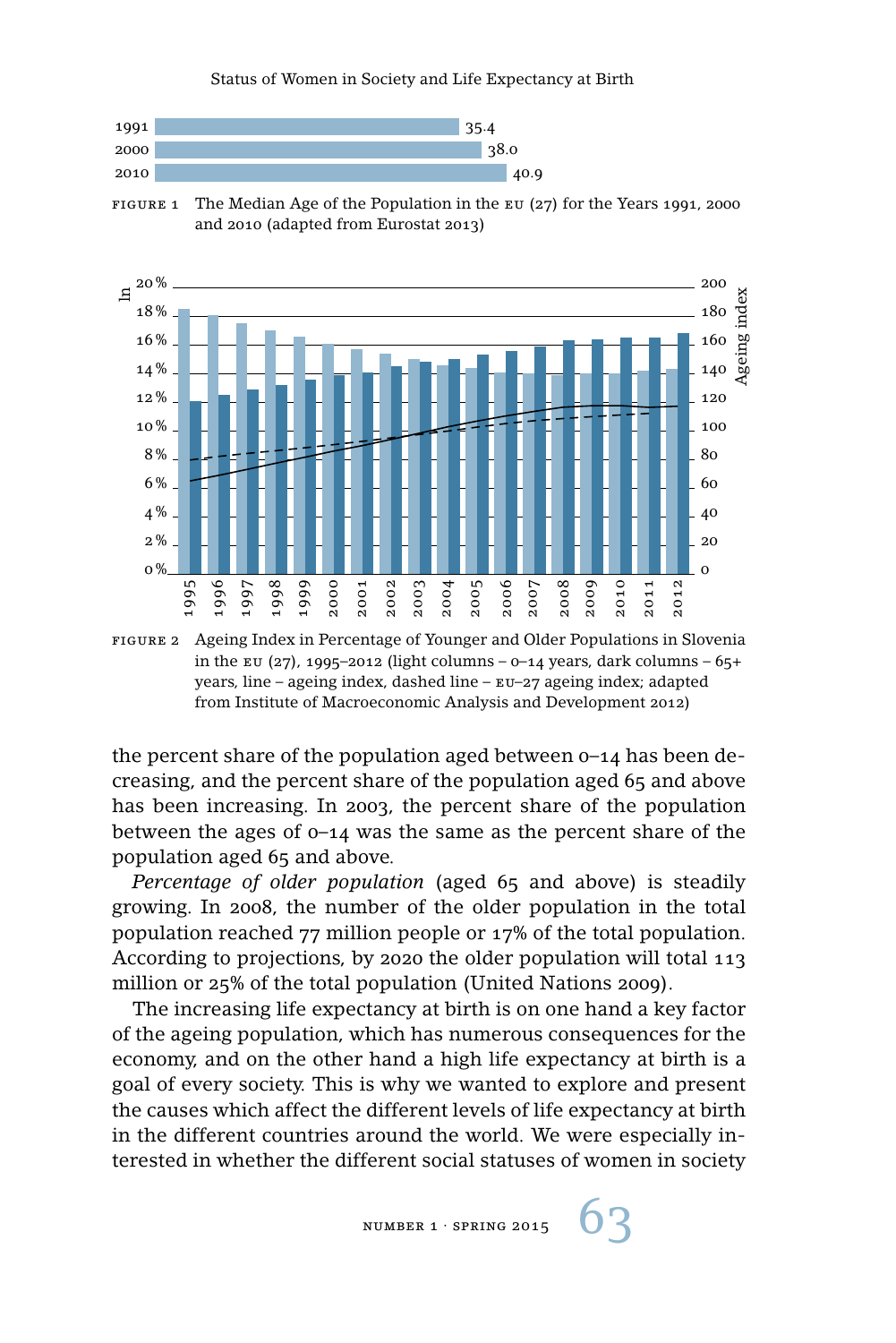| | |
|---|---|
| 1991 | 35.4 |
| 2000 | 38.0 |
| 2010 | 40.9 |

FIGURE 1 The Median Age of the Population in the EU (27) for the Years 1991, 2000 and 2010 (adapted from Eurostat 2013)

FIGURE 2 Ageing Index in Percentage of Younger and Older Populations in Slovenia in the EU (27), 1995–2012 (light columns – 0–14 years, dark columns – 65+ years, line – ageing index, dashed line – EU–27 ageing index; adapted from Institute of Macroeconomic Analysis and Development 2012)

the percent share of the population aged between 0–14 has been decreasing, and the percent share of the population aged 65 and above has been increasing. In 2003, the percent share of the population between the ages of 0–14 was the same as the percent share of the population aged 65 and above.

*Percentage of older population* (aged 65 and above) is steadily growing. In 2008, the number of the older population in the total population reached 77 million people or 17% of the total population. According to projections, by 2020 the older population will total 113 million or 25% of the total population (United Nations 2009).

The increasing life expectancy at birth is on one hand a key factor of the ageing population, which has numerous consequences for the economy, and on the other hand a high life expectancy at birth is a goal of every society. This is why we wanted to explore and present the causes which affect the different levels of life expectancy at birth in the different countries around the world. We were especially interested in whether the different social statuses of women in society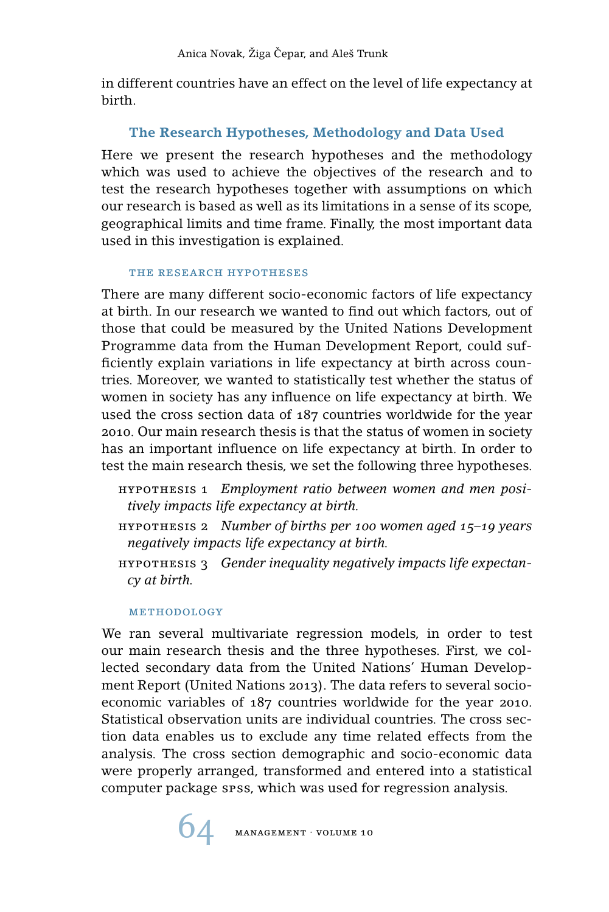in different countries have an effect on the level of life expectancy at birth.

## The Research Hypotheses, Methodology and Data Used

Here we present the research hypotheses and the methodology which was used to achieve the objectives of the research and to test the research hypotheses together with assumptions on which our research is based as well as its limitations in a sense of its scope, geographical limits and time frame. Finally, the most important data used in this investigation is explained.

### The Research Hypotheses

There are many different socio-economic factors of life expectancy at birth. In our research we wanted to find out which factors, out of those that could be measured by the United Nations Development Programme data from the Human Development Report, could sufficiently explain variations in life expectancy at birth across countries. Moreover, we wanted to statistically test whether the status of women in society has any influence on life expectancy at birth. We used the cross section data of 187 countries worldwide for the year 2010. Our main research thesis is that the status of women in society has an important influence on life expectancy at birth. In order to test the main research thesis, we set the following three hypotheses.

- HYPOTHESIS 1 *Employment ratio between women and men positively impacts life expectancy at birth.*
- HYPOTHESIS 2 *Number of births per 100 women aged 15–19 years negatively impacts life expectancy at birth.*
- HYPOTHESIS 3 *Gender inequality negatively impacts life expectancy at birth.*

### Methodology

We ran several multivariate regression models, in order to test our main research thesis and the three hypotheses. First, we collected secondary data from the United Nations' Human Development Report (United Nations 2013). The data refers to several socio-economic variables of 187 countries worldwide for the year 2010. Statistical observation units are individual countries. The cross section data enables us to exclude any time related effects from the analysis. The cross section demographic and socio-economic data were properly arranged, transformed and entered into a statistical computer package SPSS, which was used for regression analysis.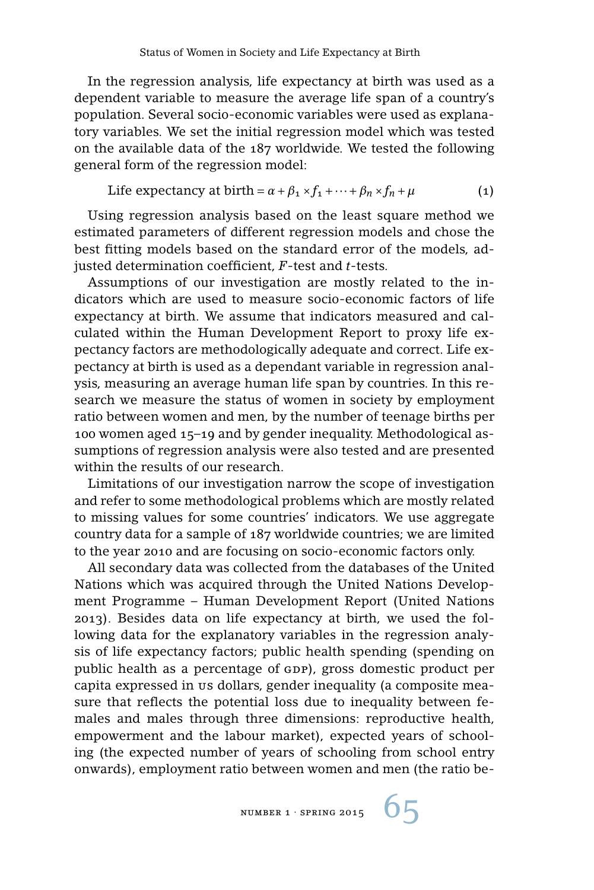In the regression analysis, life expectancy at birth was used as a dependent variable to measure the average life span of a country's population. Several socio-economic variables were used as explanatory variables. We set the initial regression model which was tested on the available data of the 187 worldwide. We tested the following general form of the regression model:

$$\text{Life expectancy at birth} = \alpha + \beta_1 \times f_1 + \cdots + \beta_n \times f_n + \mu \qquad (1)$$

Using regression analysis based on the least square method we estimated parameters of different regression models and chose the best fitting models based on the standard error of the models, adjusted determination coefficient, $F$-test and $t$-tests.

Assumptions of our investigation are mostly related to the indicators which are used to measure socio-economic factors of life expectancy at birth. We assume that indicators measured and calculated within the Human Development Report to proxy life expectancy factors are methodologically adequate and correct. Life expectancy at birth is used as a dependant variable in regression analysis, measuring an average human life span by countries. In this research we measure the status of women in society by employment ratio between women and men, by the number of teenage births per 100 women aged 15–19 and by gender inequality. Methodological assumptions of regression analysis were also tested and are presented within the results of our research.

Limitations of our investigation narrow the scope of investigation and refer to some methodological problems which are mostly related to missing values for some countries' indicators. We use aggregate country data for a sample of 187 worldwide countries; we are limited to the year 2010 and are focusing on socio-economic factors only.

All secondary data was collected from the databases of the United Nations which was acquired through the United Nations Development Programme – Human Development Report (United Nations 2013). Besides data on life expectancy at birth, we used the following data for the explanatory variables in the regression analysis of life expectancy factors; public health spending (spending on public health as a percentage of GDP), gross domestic product per capita expressed in US dollars, gender inequality (a composite measure that reflects the potential loss due to inequality between females and males through three dimensions: reproductive health, empowerment and the labour market), expected years of schooling (the expected number of years of schooling from school entry onwards), employment ratio between women and men (the ratio be-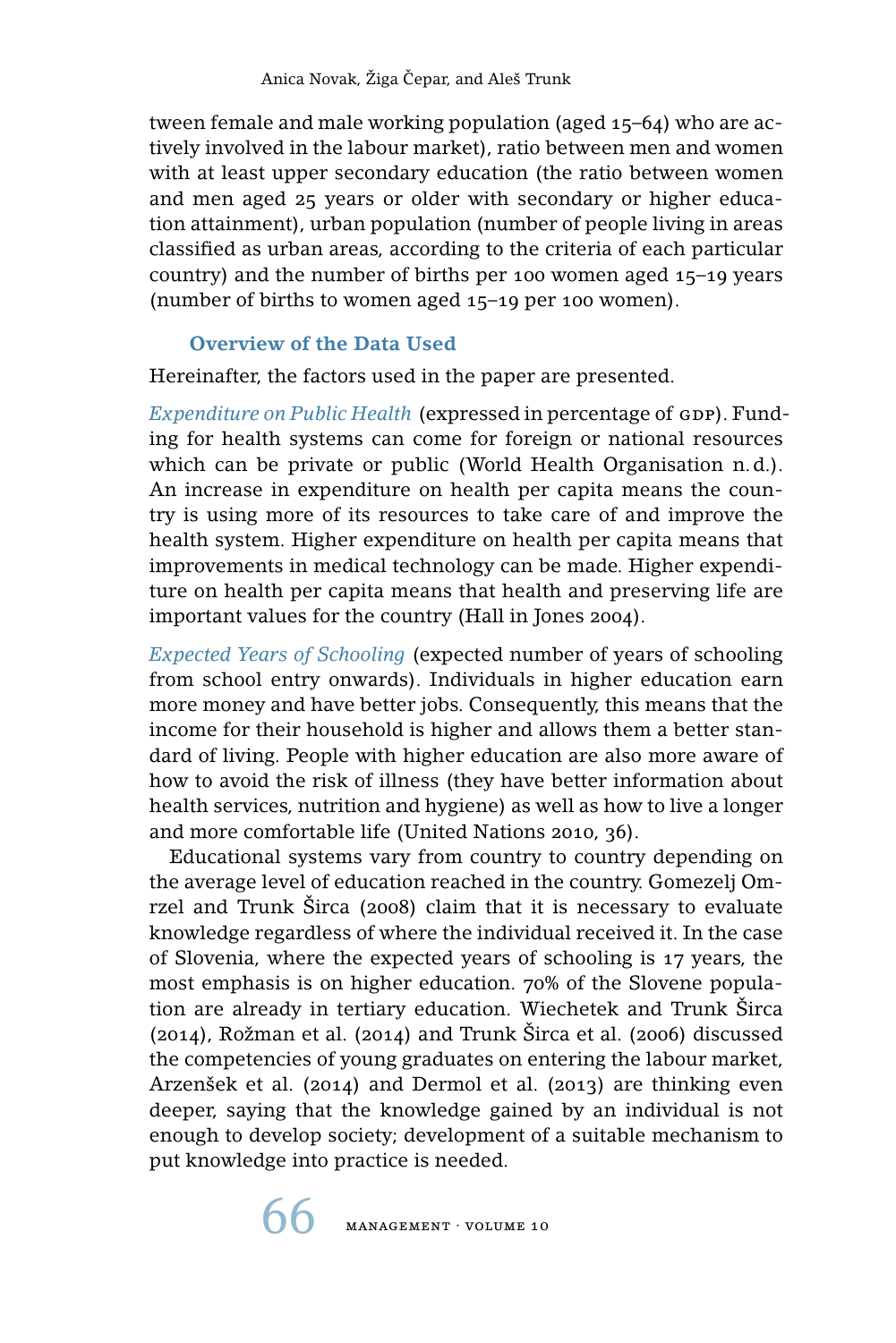tween female and male working population (aged 15–64) who are actively involved in the labour market), ratio between men and women with at least upper secondary education (the ratio between women and men aged 25 years or older with secondary or higher education attainment), urban population (number of people living in areas classified as urban areas, according to the criteria of each particular country) and the number of births per 100 women aged 15–19 years (number of births to women aged 15–19 per 100 women).

### Overview of the Data Used

Hereinafter, the factors used in the paper are presented.

*Expenditure on Public Health* (expressed in percentage of GDP). Funding for health systems can come for foreign or national resources which can be private or public (World Health Organisation n. d.). An increase in expenditure on health per capita means the country is using more of its resources to take care of and improve the health system. Higher expenditure on health per capita means that improvements in medical technology can be made. Higher expenditure on health per capita means that health and preserving life are important values for the country (Hall in Jones 2004).

*Expected Years of Schooling* (expected number of years of schooling from school entry onwards). Individuals in higher education earn more money and have better jobs. Consequently, this means that the income for their household is higher and allows them a better standard of living. People with higher education are also more aware of how to avoid the risk of illness (they have better information about health services, nutrition and hygiene) as well as how to live a longer and more comfortable life (United Nations 2010, 36).

Educational systems vary from country to country depending on the average level of education reached in the country. Gomezelj Omrzel and Trunk Širca (2008) claim that it is necessary to evaluate knowledge regardless of where the individual received it. In the case of Slovenia, where the expected years of schooling is 17 years, the most emphasis is on higher education. 70% of the Slovene population are already in tertiary education. Wiechetek and Trunk Širca (2014), Rožman et al. (2014) and Trunk Širca et al. (2006) discussed the competencies of young graduates on entering the labour market, Arzenšek et al. (2014) and Dermol et al. (2013) are thinking even deeper, saying that the knowledge gained by an individual is not enough to develop society; development of a suitable mechanism to put knowledge into practice is needed.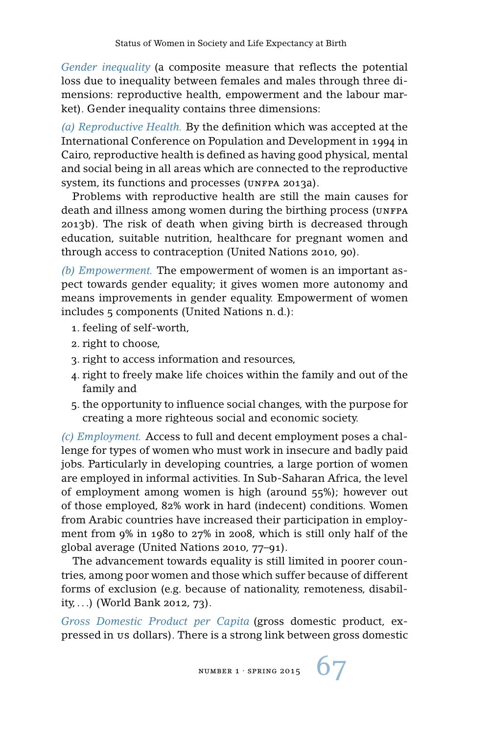*Gender inequality* (a composite measure that reflects the potential loss due to inequality between females and males through three dimensions: reproductive health, empowerment and the labour market). Gender inequality contains three dimensions:

*(a) Reproductive Health.* By the definition which was accepted at the International Conference on Population and Development in 1994 in Cairo, reproductive health is defined as having good physical, mental and social being in all areas which are connected to the reproductive system, its functions and processes (UNFPA 2013a).

Problems with reproductive health are still the main causes for death and illness among women during the birthing process (UNFPA 2013b). The risk of death when giving birth is decreased through education, suitable nutrition, healthcare for pregnant women and through access to contraception (United Nations 2010, 90).

*(b) Empowerment.* The empowerment of women is an important aspect towards gender equality; it gives women more autonomy and means improvements in gender equality. Empowerment of women includes 5 components (United Nations n. d.):

1. feeling of self-worth,
2. right to choose,
3. right to access information and resources,
4. right to freely make life choices within the family and out of the family and
5. the opportunity to influence social changes, with the purpose for creating a more righteous social and economic society.

*(c) Employment.* Access to full and decent employment poses a challenge for types of women who must work in insecure and badly paid jobs. Particularly in developing countries, a large portion of women are employed in informal activities. In Sub-Saharan Africa, the level of employment among women is high (around 55%); however out of those employed, 82% work in hard (indecent) conditions. Women from Arabic countries have increased their participation in employment from 9% in 1980 to 27% in 2008, which is still only half of the global average (United Nations 2010, 77–91).

The advancement towards equality is still limited in poorer countries, among poor women and those which suffer because of different forms of exclusion (e.g. because of nationality, remoteness, disability, ...) (World Bank 2012, 73).

*Gross Domestic Product per Capita* (gross domestic product, expressed in US dollars). There is a strong link between gross domestic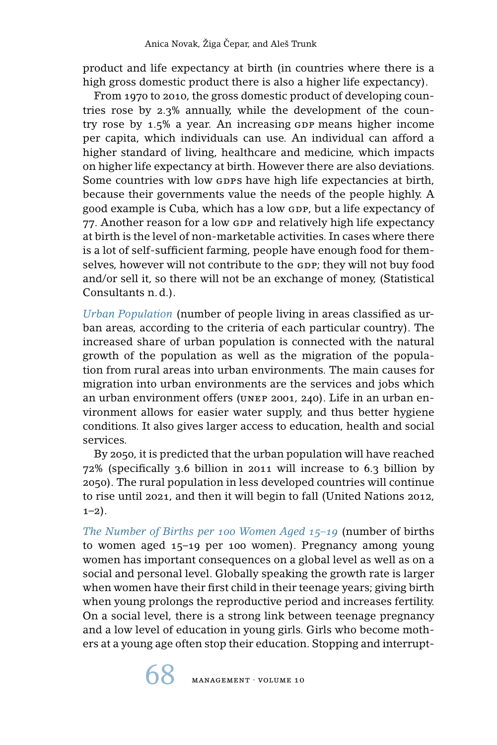product and life expectancy at birth (in countries where there is a high gross domestic product there is also a higher life expectancy).

From 1970 to 2010, the gross domestic product of developing countries rose by 2.3% annually, while the development of the country rose by 1.5% a year. An increasing GDP means higher income per capita, which individuals can use. An individual can afford a higher standard of living, healthcare and medicine, which impacts on higher life expectancy at birth. However there are also deviations. Some countries with low GDPs have high life expectancies at birth, because their governments value the needs of the people highly. A good example is Cuba, which has a low GDP, but a life expectancy of 77. Another reason for a low GDP and relatively high life expectancy at birth is the level of non-marketable activities. In cases where there is a lot of self-sufficient farming, people have enough food for themselves, however will not contribute to the GDP; they will not buy food and/or sell it, so there will not be an exchange of money, (Statistical Consultants n. d.).

*Urban Population* (number of people living in areas classified as urban areas, according to the criteria of each particular country). The increased share of urban population is connected with the natural growth of the population as well as the migration of the population from rural areas into urban environments. The main causes for migration into urban environments are the services and jobs which an urban environment offers (UNEP 2001, 240). Life in an urban environment allows for easier water supply, and thus better hygiene conditions. It also gives larger access to education, health and social services.

By 2050, it is predicted that the urban population will have reached 72% (specifically 3.6 billion in 2011 will increase to 6.3 billion by 2050). The rural population in less developed countries will continue to rise until 2021, and then it will begin to fall (United Nations 2012, 1–2).

*The Number of Births per 100 Women Aged 15–19* (number of births to women aged 15–19 per 100 women). Pregnancy among young women has important consequences on a global level as well as on a social and personal level. Globally speaking the growth rate is larger when women have their first child in their teenage years; giving birth when young prolongs the reproductive period and increases fertility. On a social level, there is a strong link between teenage pregnancy and a low level of education in young girls. Girls who become mothers at a young age often stop their education. Stopping and interrupt-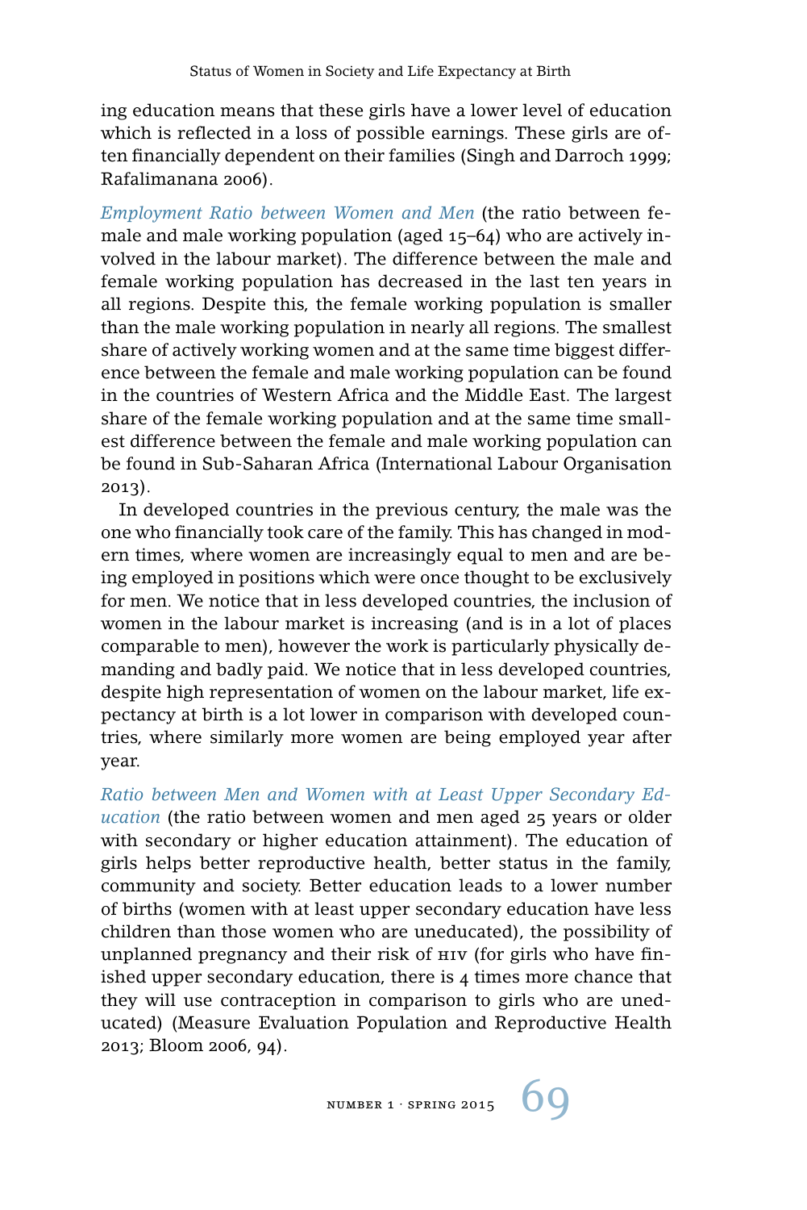ing education means that these girls have a lower level of education which is reflected in a loss of possible earnings. These girls are often financially dependent on their families (Singh and Darroch 1999; Rafalimanana 2006).

*Employment Ratio between Women and Men* (the ratio between female and male working population (aged 15–64) who are actively involved in the labour market). The difference between the male and female working population has decreased in the last ten years in all regions. Despite this, the female working population is smaller than the male working population in nearly all regions. The smallest share of actively working women and at the same time biggest difference between the female and male working population can be found in the countries of Western Africa and the Middle East. The largest share of the female working population and at the same time smallest difference between the female and male working population can be found in Sub-Saharan Africa (International Labour Organisation 2013).

In developed countries in the previous century, the male was the one who financially took care of the family. This has changed in modern times, where women are increasingly equal to men and are being employed in positions which were once thought to be exclusively for men. We notice that in less developed countries, the inclusion of women in the labour market is increasing (and is in a lot of places comparable to men), however the work is particularly physically demanding and badly paid. We notice that in less developed countries, despite high representation of women on the labour market, life expectancy at birth is a lot lower in comparison with developed countries, where similarly more women are being employed year after year.

*Ratio between Men and Women with at Least Upper Secondary Education* (the ratio between women and men aged 25 years or older with secondary or higher education attainment). The education of girls helps better reproductive health, better status in the family, community and society. Better education leads to a lower number of births (women with at least upper secondary education have less children than those women who are uneducated), the possibility of unplanned pregnancy and their risk of HIV (for girls who have finished upper secondary education, there is 4 times more chance that they will use contraception in comparison to girls who are uneducated) (Measure Evaluation Population and Reproductive Health 2013; Bloom 2006, 94).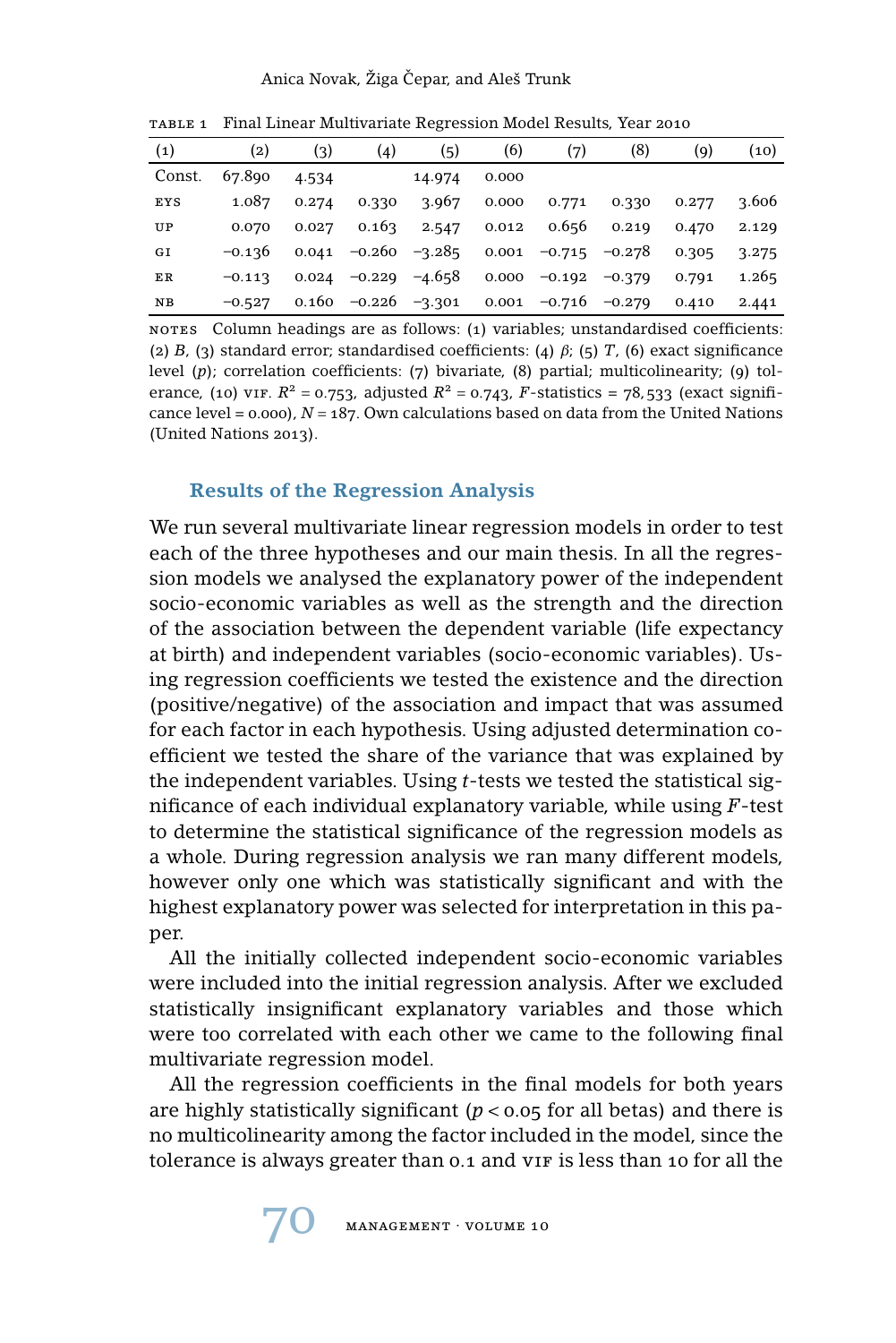TABLE 1 Final Linear Multivariate Regression Model Results, Year 2010

| (1) | (2) | (3) | (4) | (5) | (6) | (7) | (8) | (9) | (10) |
|---|---|---|---|---|---|---|---|---|---|
| Const. | 67.890 | 4.534 | | 14.974 | 0.000 | | | | |
| EYS | 1.087 | 0.274 | 0.330 | 3.967 | 0.000 | 0.771 | 0.330 | 0.277 | 3.606 |
| UP | 0.070 | 0.027 | 0.163 | 2.547 | 0.012 | 0.656 | 0.219 | 0.470 | 2.129 |
| GI | −0.136 | 0.041 | −0.260 | −3.285 | 0.001 | −0.715 | −0.278 | 0.305 | 3.275 |
| ER | −0.113 | 0.024 | −0.229 | −4.658 | 0.000 | −0.192 | −0.379 | 0.791 | 1.265 |
| NB | −0.527 | 0.160 | −0.226 | −3.301 | 0.001 | −0.716 | −0.279 | 0.410 | 2.441 |

NOTES Column headings are as follows: (1) variables; unstandardised coefficients: (2) $B$, (3) standard error; standardised coefficients: (4) $\beta$; (5) $T$, (6) exact significance level ($p$); correlation coefficients: (7) bivariate, (8) partial; multicolinearity; (9) tolerance, (10) VIF. $R^2 = 0.753$, adjusted $R^2 = 0.743$, $F$-statistics = 78,533 (exact significance level = 0.000), $N = 187$. Own calculations based on data from the United Nations (United Nations 2013).

### Results of the Regression Analysis

We run several multivariate linear regression models in order to test each of the three hypotheses and our main thesis. In all the regression models we analysed the explanatory power of the independent socio-economic variables as well as the strength and the direction of the association between the dependent variable (life expectancy at birth) and independent variables (socio-economic variables). Using regression coefficients we tested the existence and the direction (positive/negative) of the association and impact that was assumed for each factor in each hypothesis. Using adjusted determination coefficient we tested the share of the variance that was explained by the independent variables. Using $t$-tests we tested the statistical significance of each individual explanatory variable, while using $F$-test to determine the statistical significance of the regression models as a whole. During regression analysis we ran many different models, however only one which was statistically significant and with the highest explanatory power was selected for interpretation in this paper.

All the initially collected independent socio-economic variables were included into the initial regression analysis. After we excluded statistically insignificant explanatory variables and those which were too correlated with each other we came to the following final multivariate regression model.

All the regression coefficients in the final models for both years are highly statistically significant ($p < 0.05$ for all betas) and there is no multicolinearity among the factor included in the model, since the tolerance is always greater than 0.1 and VIF is less than 10 for all the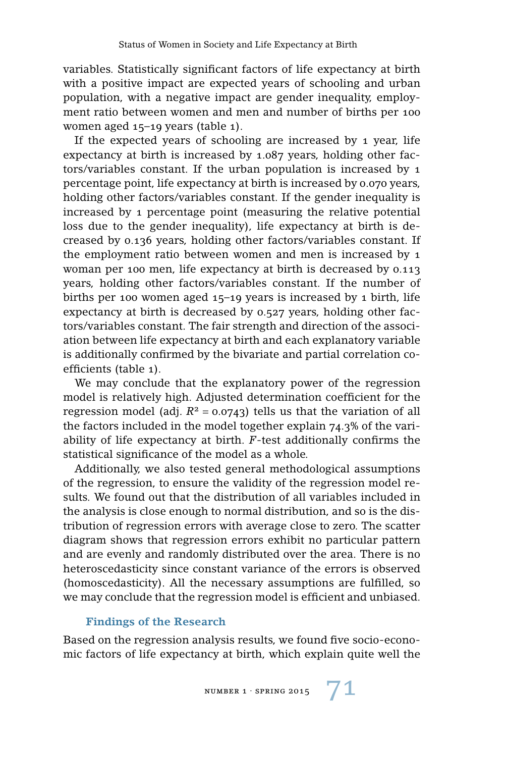variables. Statistically significant factors of life expectancy at birth with a positive impact are expected years of schooling and urban population, with a negative impact are gender inequality, employment ratio between women and men and number of births per 100 women aged 15–19 years (table 1).

If the expected years of schooling are increased by 1 year, life expectancy at birth is increased by 1.087 years, holding other factors/variables constant. If the urban population is increased by 1 percentage point, life expectancy at birth is increased by 0.070 years, holding other factors/variables constant. If the gender inequality is increased by 1 percentage point (measuring the relative potential loss due to the gender inequality), life expectancy at birth is decreased by 0.136 years, holding other factors/variables constant. If the employment ratio between women and men is increased by 1 woman per 100 men, life expectancy at birth is decreased by 0.113 years, holding other factors/variables constant. If the number of births per 100 women aged 15–19 years is increased by 1 birth, life expectancy at birth is decreased by 0.527 years, holding other factors/variables constant. The fair strength and direction of the association between life expectancy at birth and each explanatory variable is additionally confirmed by the bivariate and partial correlation coefficients (table 1).

We may conclude that the explanatory power of the regression model is relatively high. Adjusted determination coefficient for the regression model (adj. $R^2 = 0.0743$) tells us that the variation of all the factors included in the model together explain 74.3% of the variability of life expectancy at birth. $F$-test additionally confirms the statistical significance of the model as a whole.

Additionally, we also tested general methodological assumptions of the regression, to ensure the validity of the regression model results. We found out that the distribution of all variables included in the analysis is close enough to normal distribution, and so is the distribution of regression errors with average close to zero. The scatter diagram shows that regression errors exhibit no particular pattern and are evenly and randomly distributed over the area. There is no heteroscedasticity since constant variance of the errors is observed (homoscedasticity). All the necessary assumptions are fulfilled, so we may conclude that the regression model is efficient and unbiased.

### Findings of the Research

Based on the regression analysis results, we found five socio-economic factors of life expectancy at birth, which explain quite well the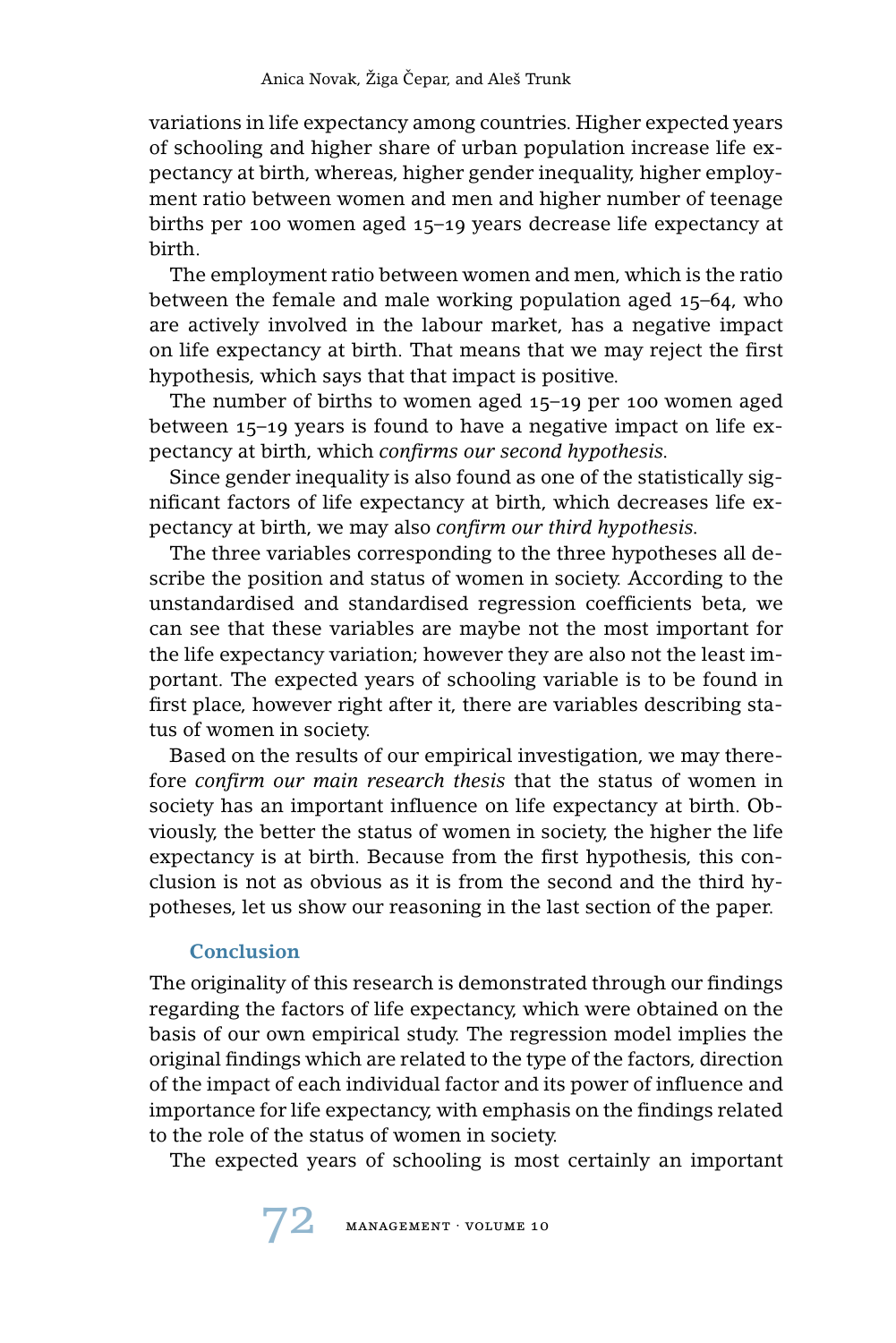variations in life expectancy among countries. Higher expected years of schooling and higher share of urban population increase life expectancy at birth, whereas, higher gender inequality, higher employment ratio between women and men and higher number of teenage births per 100 women aged 15–19 years decrease life expectancy at birth.

The employment ratio between women and men, which is the ratio between the female and male working population aged 15–64, who are actively involved in the labour market, has a negative impact on life expectancy at birth. That means that we may reject the first hypothesis, which says that that impact is positive.

The number of births to women aged 15–19 per 100 women aged between 15–19 years is found to have a negative impact on life expectancy at birth, which *confirms our second hypothesis*.

Since gender inequality is also found as one of the statistically significant factors of life expectancy at birth, which decreases life expectancy at birth, we may also *confirm our third hypothesis*.

The three variables corresponding to the three hypotheses all describe the position and status of women in society. According to the unstandardised and standardised regression coefficients beta, we can see that these variables are maybe not the most important for the life expectancy variation; however they are also not the least important. The expected years of schooling variable is to be found in first place, however right after it, there are variables describing status of women in society.

Based on the results of our empirical investigation, we may therefore *confirm our main research thesis* that the status of women in society has an important influence on life expectancy at birth. Obviously, the better the status of women in society, the higher the life expectancy is at birth. Because from the first hypothesis, this conclusion is not as obvious as it is from the second and the third hypotheses, let us show our reasoning in the last section of the paper.

## Conclusion

The originality of this research is demonstrated through our findings regarding the factors of life expectancy, which were obtained on the basis of our own empirical study. The regression model implies the original findings which are related to the type of the factors, direction of the impact of each individual factor and its power of influence and importance for life expectancy, with emphasis on the findings related to the role of the status of women in society.

The expected years of schooling is most certainly an important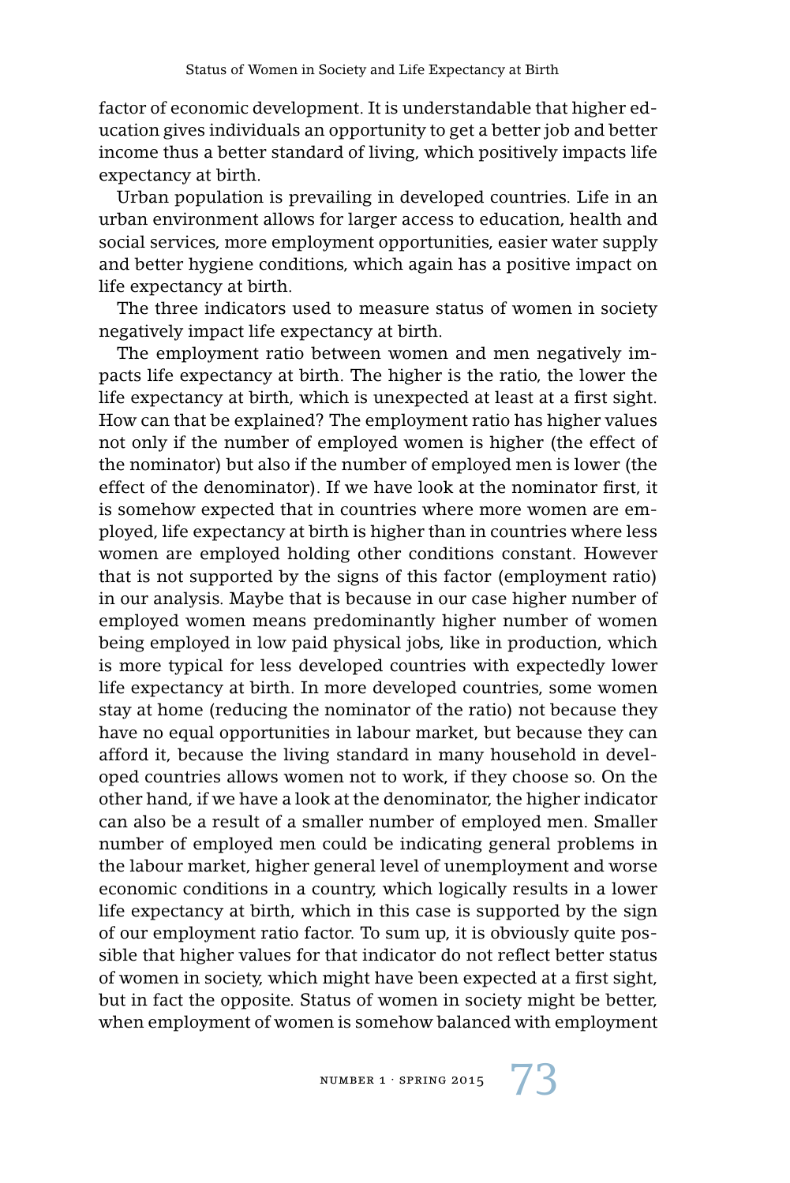factor of economic development. It is understandable that higher education gives individuals an opportunity to get a better job and better income thus a better standard of living, which positively impacts life expectancy at birth.

Urban population is prevailing in developed countries. Life in an urban environment allows for larger access to education, health and social services, more employment opportunities, easier water supply and better hygiene conditions, which again has a positive impact on life expectancy at birth.

The three indicators used to measure status of women in society negatively impact life expectancy at birth.

The employment ratio between women and men negatively impacts life expectancy at birth. The higher is the ratio, the lower the life expectancy at birth, which is unexpected at least at a first sight. How can that be explained? The employment ratio has higher values not only if the number of employed women is higher (the effect of the nominator) but also if the number of employed men is lower (the effect of the denominator). If we have look at the nominator first, it is somehow expected that in countries where more women are employed, life expectancy at birth is higher than in countries where less women are employed holding other conditions constant. However that is not supported by the signs of this factor (employment ratio) in our analysis. Maybe that is because in our case higher number of employed women means predominantly higher number of women being employed in low paid physical jobs, like in production, which is more typical for less developed countries with expectedly lower life expectancy at birth. In more developed countries, some women stay at home (reducing the nominator of the ratio) not because they have no equal opportunities in labour market, but because they can afford it, because the living standard in many household in developed countries allows women not to work, if they choose so. On the other hand, if we have a look at the denominator, the higher indicator can also be a result of a smaller number of employed men. Smaller number of employed men could be indicating general problems in the labour market, higher general level of unemployment and worse economic conditions in a country, which logically results in a lower life expectancy at birth, which in this case is supported by the sign of our employment ratio factor. To sum up, it is obviously quite possible that higher values for that indicator do not reflect better status of women in society, which might have been expected at a first sight, but in fact the opposite. Status of women in society might be better, when employment of women is somehow balanced with employment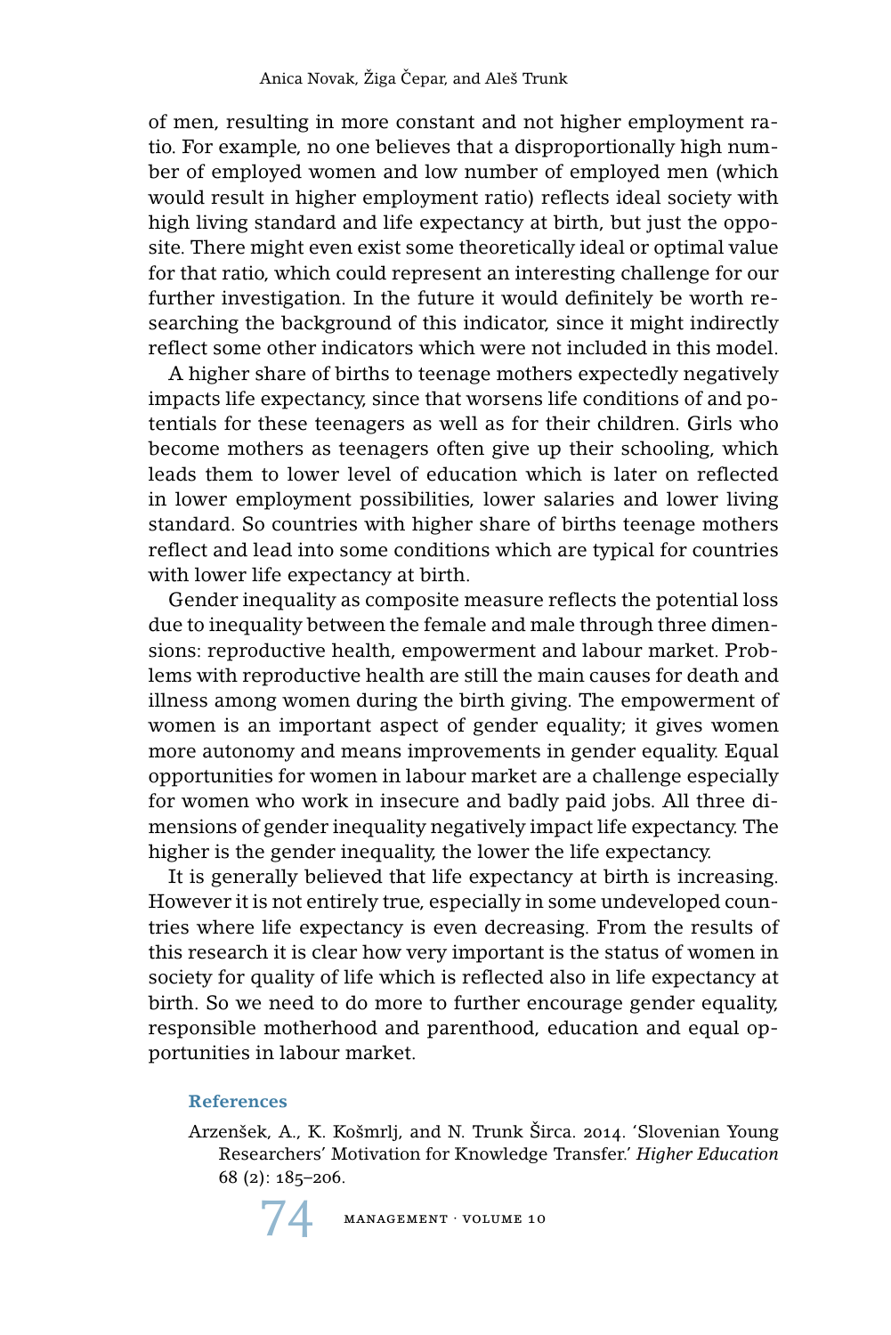of men, resulting in more constant and not higher employment ratio. For example, no one believes that a disproportionally high number of employed women and low number of employed men (which would result in higher employment ratio) reflects ideal society with high living standard and life expectancy at birth, but just the opposite. There might even exist some theoretically ideal or optimal value for that ratio, which could represent an interesting challenge for our further investigation. In the future it would definitely be worth researching the background of this indicator, since it might indirectly reflect some other indicators which were not included in this model.

A higher share of births to teenage mothers expectedly negatively impacts life expectancy, since that worsens life conditions of and potentials for these teenagers as well as for their children. Girls who become mothers as teenagers often give up their schooling, which leads them to lower level of education which is later on reflected in lower employment possibilities, lower salaries and lower living standard. So countries with higher share of births teenage mothers reflect and lead into some conditions which are typical for countries with lower life expectancy at birth.

Gender inequality as composite measure reflects the potential loss due to inequality between the female and male through three dimensions: reproductive health, empowerment and labour market. Problems with reproductive health are still the main causes for death and illness among women during the birth giving. The empowerment of women is an important aspect of gender equality; it gives women more autonomy and means improvements in gender equality. Equal opportunities for women in labour market are a challenge especially for women who work in insecure and badly paid jobs. All three dimensions of gender inequality negatively impact life expectancy. The higher is the gender inequality, the lower the life expectancy.

It is generally believed that life expectancy at birth is increasing. However it is not entirely true, especially in some undeveloped countries where life expectancy is even decreasing. From the results of this research it is clear how very important is the status of women in society for quality of life which is reflected also in life expectancy at birth. So we need to do more to further encourage gender equality, responsible motherhood and parenthood, education and equal opportunities in labour market.

## References

Arzenšek, A., K. Košmrlj, and N. Trunk Širca. 2014. 'Slovenian Young Researchers' Motivation for Knowledge Transfer.' *Higher Education* 68 (2): 185–206.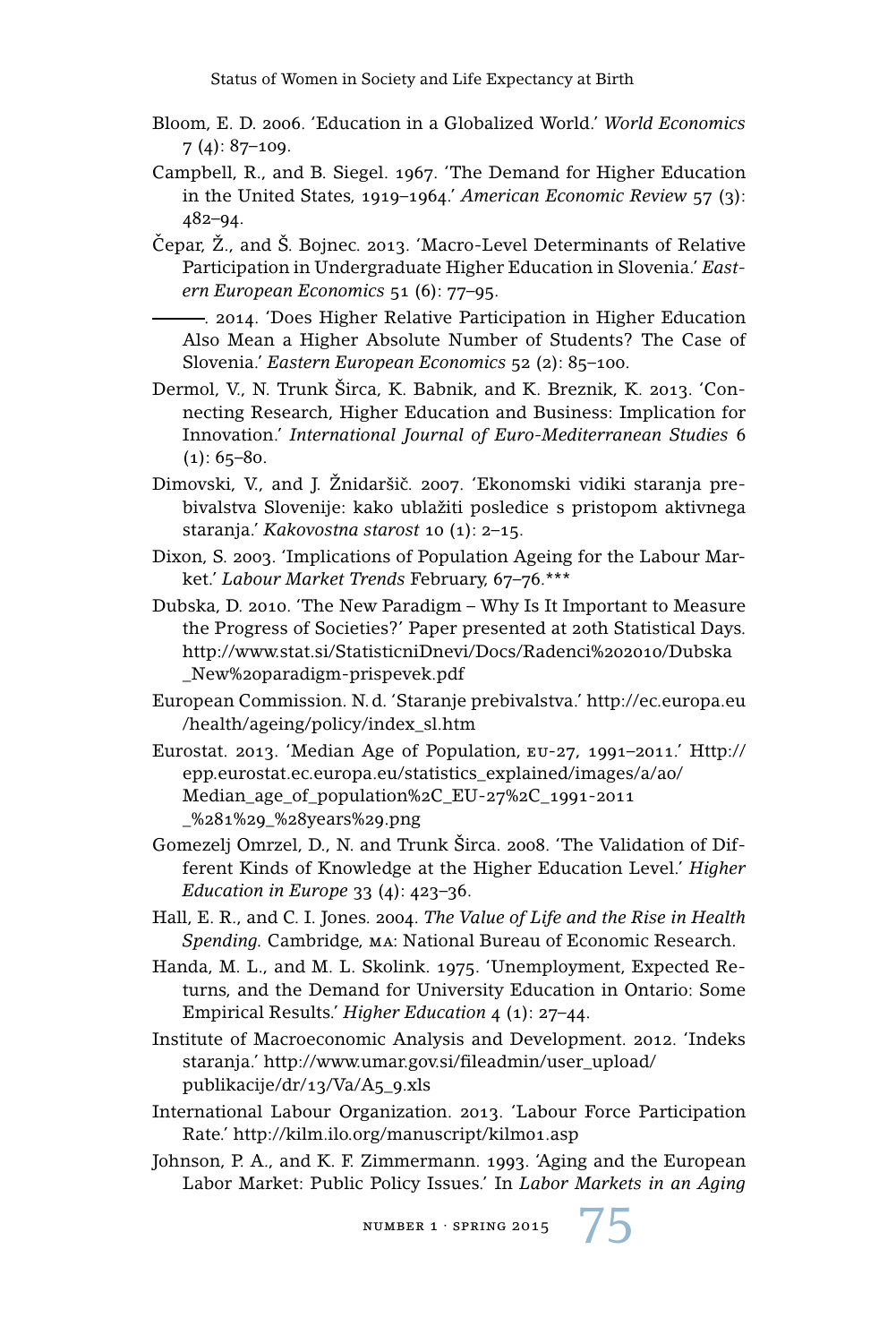Bloom, E. D. 2006. 'Education in a Globalized World.' *World Economics* 7 (4): 87–109.

Campbell, R., and B. Siegel. 1967. 'The Demand for Higher Education in the United States, 1919–1964.' *American Economic Review* 57 (3): 482–94.

Čepar, Ž., and Š. Bojnec. 2013. 'Macro-Level Determinants of Relative Participation in Undergraduate Higher Education in Slovenia.' *Eastern European Economics* 51 (6): 77–95.

———. 2014. 'Does Higher Relative Participation in Higher Education Also Mean a Higher Absolute Number of Students? The Case of Slovenia.' *Eastern European Economics* 52 (2): 85–100.

Dermol, V., N. Trunk Širca, K. Babnik, and K. Breznik, K. 2013. 'Connecting Research, Higher Education and Business: Implication for Innovation.' *International Journal of Euro-Mediterranean Studies* 6 (1): 65–80.

Dimovski, V., and J. Žnidaršič. 2007. 'Ekonomski vidiki staranja prebivalstva Slovenije: kako ublažiti posledice s pristopom aktivnega staranja.' *Kakovostna starost* 10 (1): 2–15.

Dixon, S. 2003. 'Implications of Population Ageing for the Labour Market.' *Labour Market Trends* February, 67–76.***

Dubska, D. 2010. 'The New Paradigm – Why Is It Important to Measure the Progress of Societies?' Paper presented at 20th Statistical Days. http://www.stat.si/StatisticniDnevi/Docs/Radenci%202010/Dubska_New%20paradigm-prispevek.pdf

European Commission. N. d. 'Staranje prebivalstva.' http://ec.europa.eu/health/ageing/policy/index_sl.htm

Eurostat. 2013. 'Median Age of Population, EU-27, 1991–2011.' Http://epp.eurostat.ec.europa.eu/statistics_explained/images/a/a0/Median_age_of_population%2C_EU-27%2C_1991-2011_%281%29_%28years%29.png

Gomezelj Omrzel, D., N. and Trunk Širca. 2008. 'The Validation of Different Kinds of Knowledge at the Higher Education Level.' *Higher Education in Europe* 33 (4): 423–36.

Hall, E. R., and C. I. Jones. 2004. *The Value of Life and the Rise in Health Spending.* Cambridge, MA: National Bureau of Economic Research.

Handa, M. L., and M. L. Skolink. 1975. 'Unemployment, Expected Returns, and the Demand for University Education in Ontario: Some Empirical Results.' *Higher Education* 4 (1): 27–44.

Institute of Macroeconomic Analysis and Development. 2012. 'Indeks staranja.' http://www.umar.gov.si/fileadmin/user_upload/publikacije/dr/13/Va/A5_9.xls

International Labour Organization. 2013. 'Labour Force Participation Rate.' http://kilm.ilo.org/manuscript/kilm01.asp

Johnson, P. A., and K. F. Zimmermann. 1993. 'Aging and the European Labor Market: Public Policy Issues.' In *Labor Markets in an Aging*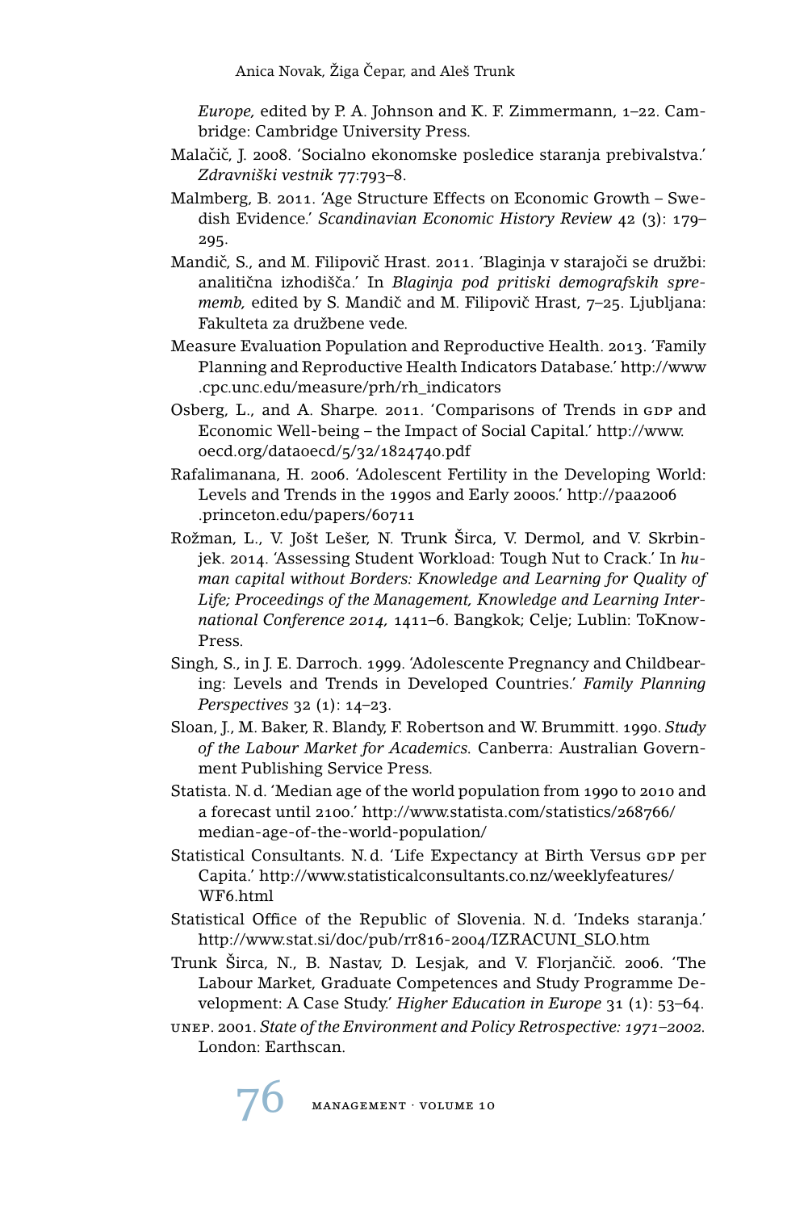*Europe,* edited by P. A. Johnson and K. F. Zimmermann, 1–22. Cambridge: Cambridge University Press.

Malačič, J. 2008. 'Socialno ekonomske posledice staranja prebivalstva.' *Zdravniški vestnik* 77:793–8.

Malmberg, B. 2011. 'Age Structure Effects on Economic Growth – Swedish Evidence.' *Scandinavian Economic History Review* 42 (3): 179–295.

Mandič, S., and M. Filipovič Hrast. 2011. 'Blaginja v starajoči se družbi: analitična izhodišča.' In *Blaginja pod pritiski demografskih sprememb,* edited by S. Mandič and M. Filipovič Hrast, 7–25. Ljubljana: Fakulteta za družbene vede.

Measure Evaluation Population and Reproductive Health. 2013. 'Family Planning and Reproductive Health Indicators Database.' http://www.cpc.unc.edu/measure/prh/rh_indicators

Osberg, L., and A. Sharpe. 2011. 'Comparisons of Trends in GDP and Economic Well-being – the Impact of Social Capital.' http://www.oecd.org/dataoecd/5/32/1824740.pdf

Rafalimanana, H. 2006. 'Adolescent Fertility in the Developing World: Levels and Trends in the 1990s and Early 2000s.' http://paa2006.princeton.edu/papers/60711

Rožman, L., V. Jošt Lešer, N. Trunk Širca, V. Dermol, and V. Skrbinjek. 2014. 'Assessing Student Workload: Tough Nut to Crack.' In *human capital without Borders: Knowledge and Learning for Quality of Life; Proceedings of the Management, Knowledge and Learning International Conference 2014,* 1411–6. Bangkok; Celje; Lublin: ToKnowPress.

Singh, S., in J. E. Darroch. 1999. 'Adolescente Pregnancy and Childbearing: Levels and Trends in Developed Countries.' *Family Planning Perspectives* 32 (1): 14–23.

Sloan, J., M. Baker, R. Blandy, F. Robertson and W. Brummitt. 1990. *Study of the Labour Market for Academics.* Canberra: Australian Government Publishing Service Press.

Statista. N. d. 'Median age of the world population from 1990 to 2010 and a forecast until 2100.' http://www.statista.com/statistics/268766/median-age-of-the-world-population/

Statistical Consultants. N. d. 'Life Expectancy at Birth Versus GDP per Capita.' http://www.statisticalconsultants.co.nz/weeklyfeatures/WF6.html

Statistical Office of the Republic of Slovenia. N. d. 'Indeks staranja.' http://www.stat.si/doc/pub/rr816-2004/IZRACUNI_SLO.htm

Trunk Širca, N., B. Nastav, D. Lesjak, and V. Florjančič. 2006. 'The Labour Market, Graduate Competences and Study Programme Development: A Case Study.' *Higher Education in Europe* 31 (1): 53–64.

UNEP. 2001. *State of the Environment and Policy Retrospective: 1971–2002.* London: Earthscan.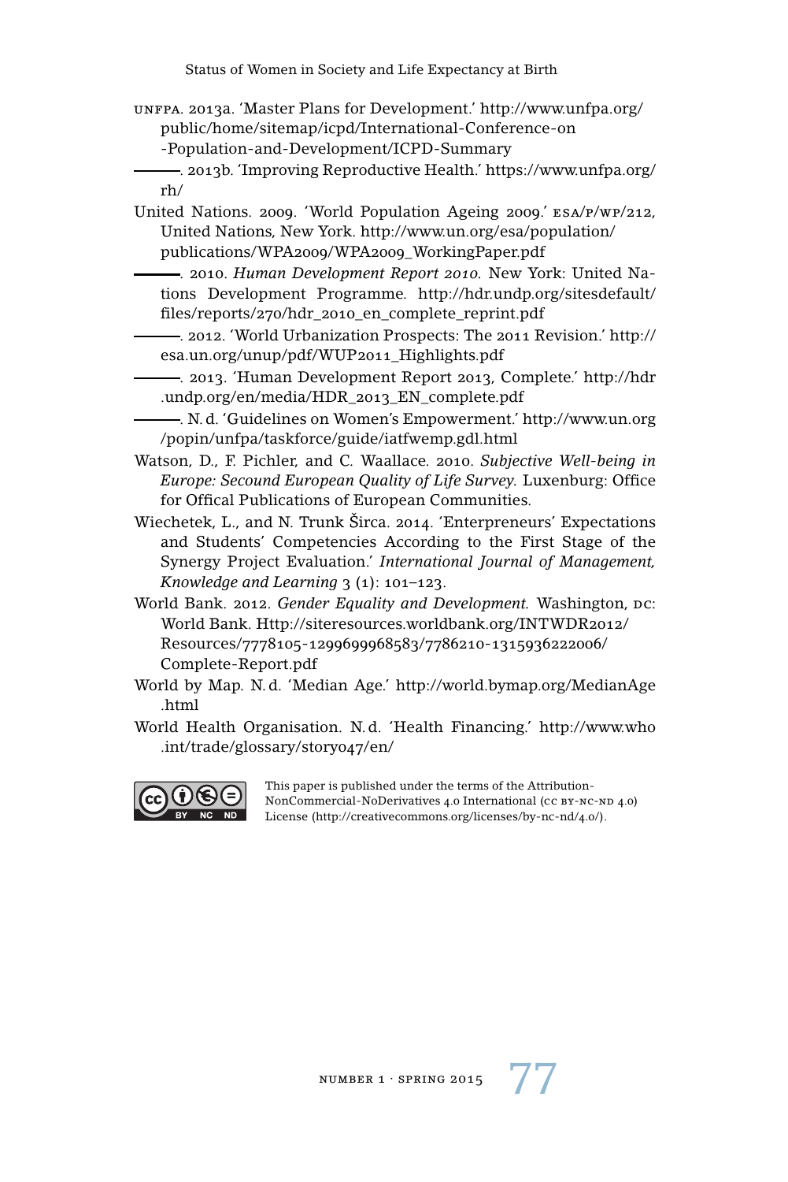UNFPA. 2013a. 'Master Plans for Development.' http://www.unfpa.org/public/home/sitemap/icpd/International-Conference-on-Population-and-Development/ICPD-Summary

———. 2013b. 'Improving Reproductive Health.' https://www.unfpa.org/rh/

United Nations. 2009. 'World Population Ageing 2009.' ESA/P/WP/212, United Nations, New York. http://www.un.org/esa/population/publications/WPA2009/WPA2009_WorkingPaper.pdf

———. 2010. *Human Development Report 2010.* New York: United Nations Development Programme. http://hdr.undp.org/sitesdefault/files/reports/270/hdr_2010_en_complete_reprint.pdf

———. 2012. 'World Urbanization Prospects: The 2011 Revision.' http://esa.un.org/unup/pdf/WUP2011_Highlights.pdf

———. 2013. 'Human Development Report 2013, Complete.' http://hdr.undp.org/en/media/HDR_2013_EN_complete.pdf

———. N. d. 'Guidelines on Women's Empowerment.' http://www.un.org/popin/unfpa/taskforce/guide/iatfwemp.gdl.html

Watson, D., F. Pichler, and C. Waallace. 2010. *Subjective Well-being in Europe: Secound European Quality of Life Survey.* Luxenburg: Office for Offical Publications of European Communities.

Wiechetek, L., and N. Trunk Širca. 2014. 'Enterpreneurs' Expectations and Students' Competencies According to the First Stage of the Synergy Project Evaluation.' *International Journal of Management, Knowledge and Learning* 3 (1): 101–123.

World Bank. 2012. *Gender Equality and Development.* Washington, DC: World Bank. Http://siteresources.worldbank.org/INTWDR2012/Resources/7778105-1299699968583/7786210-1315936222006/Complete-Report.pdf

World by Map. N. d. 'Median Age.' http://world.bymap.org/MedianAge.html

World Health Organisation. N. d. 'Health Financing.' http://www.who.int/trade/glossary/story047/en/

This paper is published under the terms of the Attribution-NonCommercial-NoDerivatives 4.0 International (CC BY-NC-ND 4.0) License (http://creativecommons.org/licenses/by-nc-nd/4.0/).